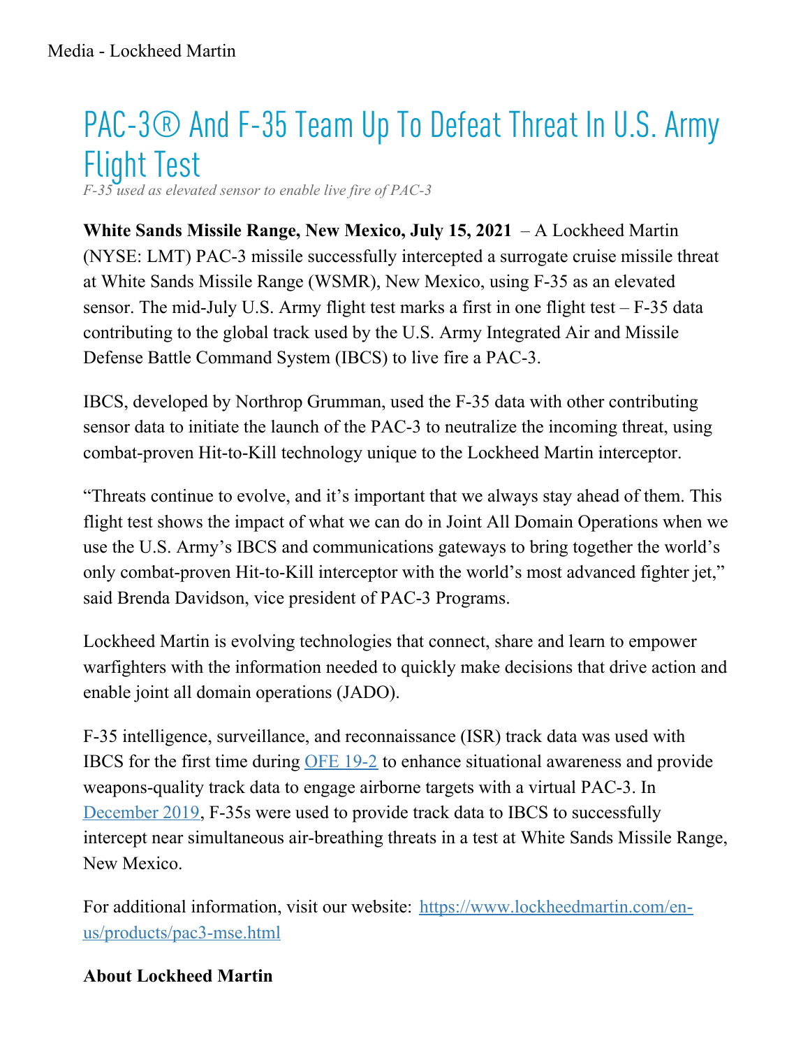# PAC-3® And F-35 Team Up To Defeat Threat In U.S. Army Flight Test

*F-35 used as elevated sensor to enable live fire of PAC-3*

**White Sands Missile Range, New Mexico, July 15, 2021** – A Lockheed Martin (NYSE: LMT) PAC-3 missile successfully intercepted a surrogate cruise missile threat at White Sands Missile Range (WSMR), New Mexico, using F-35 as an elevated sensor. The mid-July U.S. Army flight test marks a first in one flight test – F-35 data contributing to the global track used by the U.S. Army Integrated Air and Missile Defense Battle Command System (IBCS) to live fire a PAC-3.

IBCS, developed by Northrop Grumman, used the F-35 data with other contributing sensor data to initiate the launch of the PAC-3 to neutralize the incoming threat, using combat-proven Hit-to-Kill technology unique to the Lockheed Martin interceptor.

"Threats continue to evolve, and it's important that we always stay ahead of them. This flight test shows the impact of what we can do in Joint All Domain Operations when we use the U.S. Army's IBCS and communications gateways to bring together the world's only combat-proven Hit-to-Kill interceptor with the world's most advanced fighter jet," said Brenda Davidson, vice president of PAC-3 Programs.

Lockheed Martin is evolving technologies that connect, share and learn to empower warfighters with the information needed to quickly make decisions that drive action and enable joint all domain operations (JADO).

F-35 intelligence, surveillance, and reconnaissance (ISR) track data was used with IBCS for the first time during [OFE 19-2] to enhance situational awareness and provide weapons-quality track data to engage airborne targets with a virtual PAC-3. In [December 2019], F-35s were used to provide track data to IBCS to successfully intercept near simultaneous air-breathing threats in a test at White Sands Missile Range, New Mexico.

For additional information, visit our website: https://www.lockheedmartin.com/en-us/products/pac3-mse.html

**About Lockheed Martin**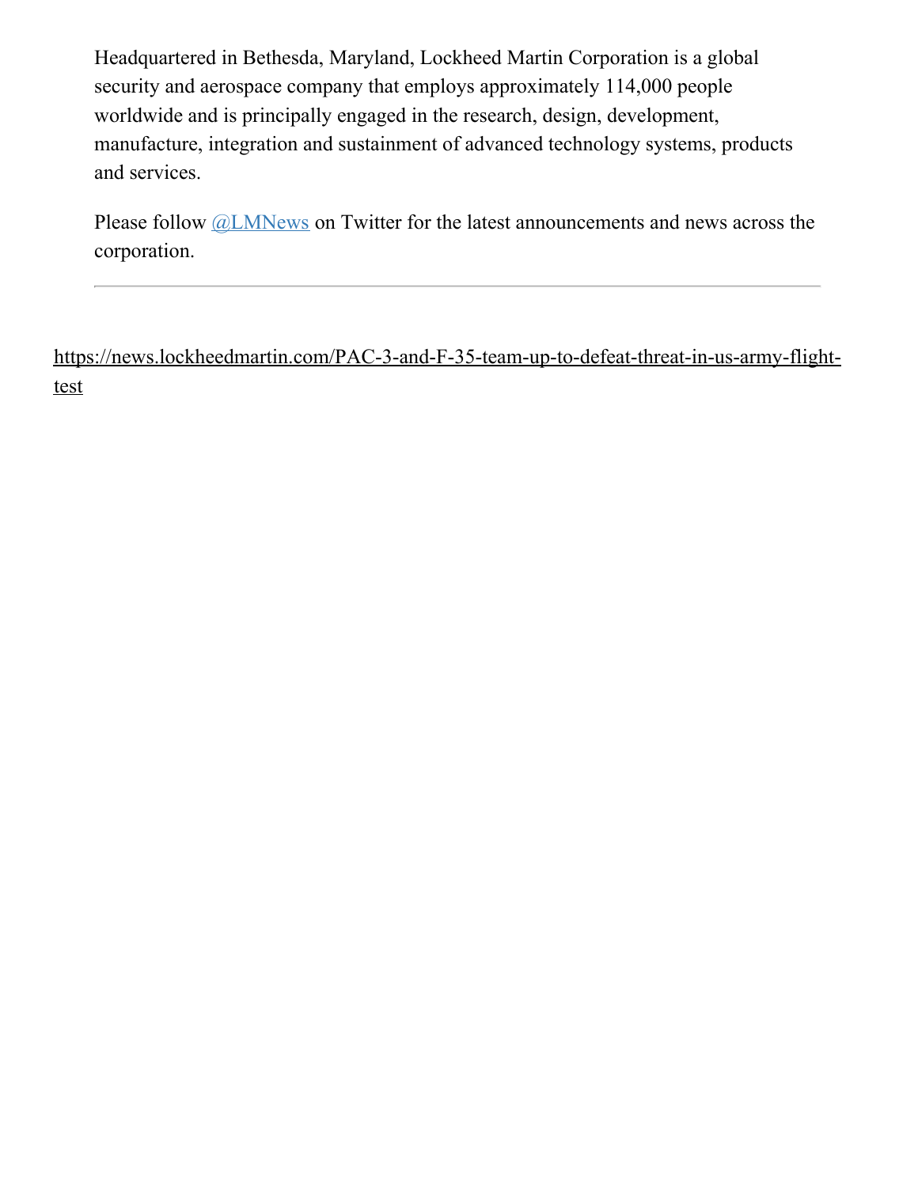Headquartered in Bethesda, Maryland, Lockheed Martin Corporation is a global security and aerospace company that employs approximately 114,000 people worldwide and is principally engaged in the research, design, development, manufacture, integration and sustainment of advanced technology systems, products and services.

Please follow @LMNews on Twitter for the latest announcements and news across the corporation.

---

https://news.lockheedmartin.com/PAC-3-and-F-35-team-up-to-defeat-threat-in-us-army-flight-test